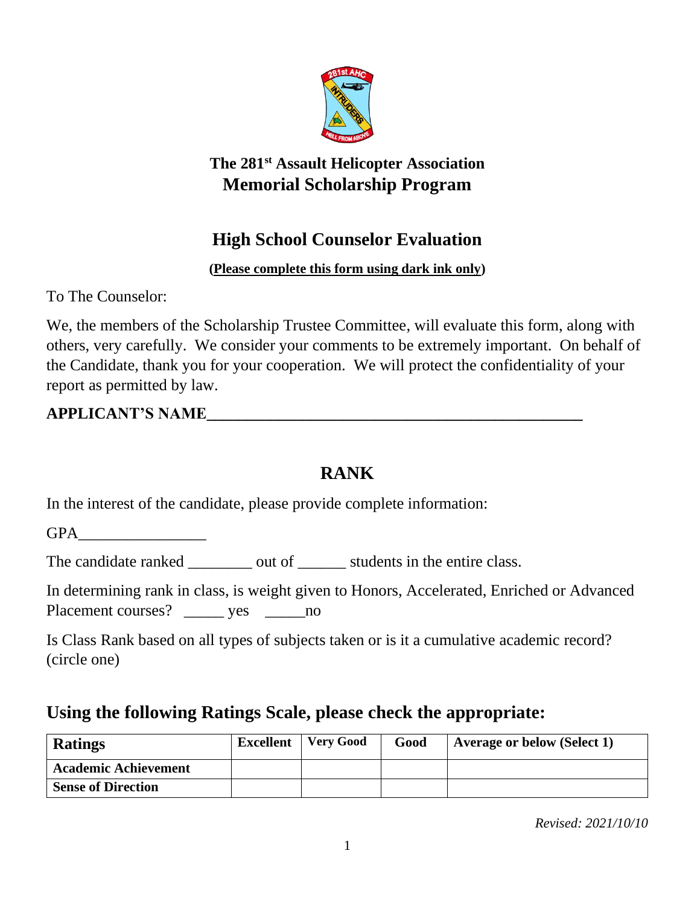**The 281st Assault Helicopter Association**

# Memorial Scholarship Program

## High School Counselor Evaluation

**(Please complete this form using dark ink only)**

To The Counselor:

We, the members of the Scholarship Trustee Committee, will evaluate this form, along with others, very carefully. We consider your comments to be extremely important. On behalf of the Candidate, thank you for your cooperation. We will protect the confidentiality of your report as permitted by law.

**APPLICANT'S NAME**_______________________________________________

## RANK

In the interest of the candidate, please provide complete information:

GPA________________

The candidate ranked ________ out of ______ students in the entire class.

In determining rank in class, is weight given to Honors, Accelerated, Enriched or Advanced Placement courses? _____ yes _____no

Is Class Rank based on all types of subjects taken or is it a cumulative academic record? (circle one)

## Using the following Ratings Scale, please check the appropriate:

| Ratings | Excellent | Very Good | Good | Average or below (Select 1) |
|---|---|---|---|---|
| **Academic Achievement** | | | | |
| **Sense of Direction** | | | | |

*Revised: 2021/10/10*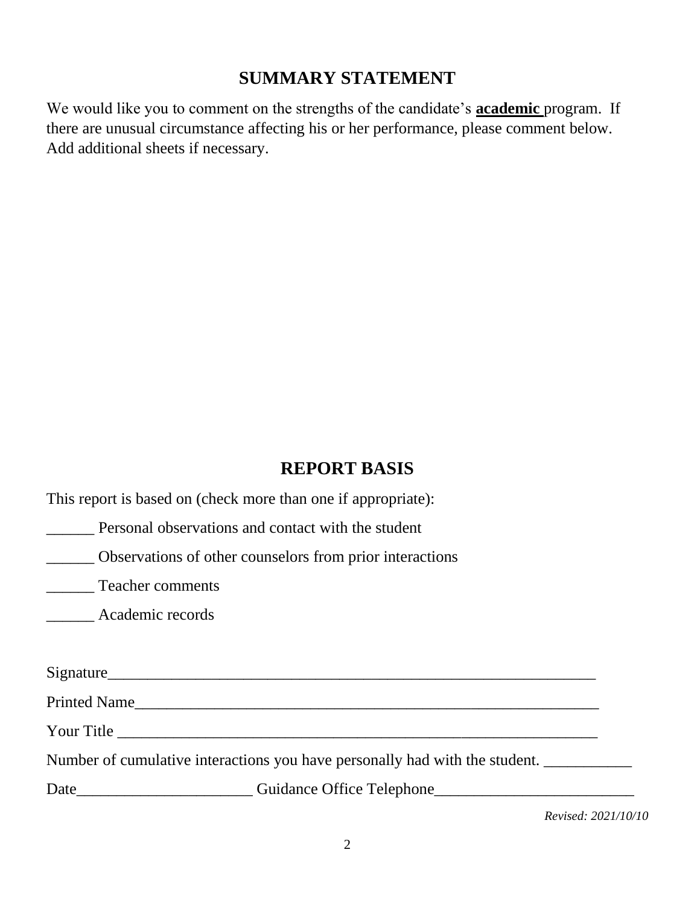## SUMMARY STATEMENT

We would like you to comment on the strengths of the candidate's **academic** program. If there are unusual circumstance affecting his or her performance, please comment below. Add additional sheets if necessary.

## REPORT BASIS

This report is based on (check more than one if appropriate):

______ Personal observations and contact with the student

______ Observations of other counselors from prior interactions

______ Teacher comments

______ Academic records

Signature_______________________________________________________________

Printed Name_____________________________________________________________

Your Title _______________________________________________________________

Number of cumulative interactions you have personally had with the student. ___________

Date______________________ Guidance Office Telephone_________________________

*Revised: 2021/10/10*